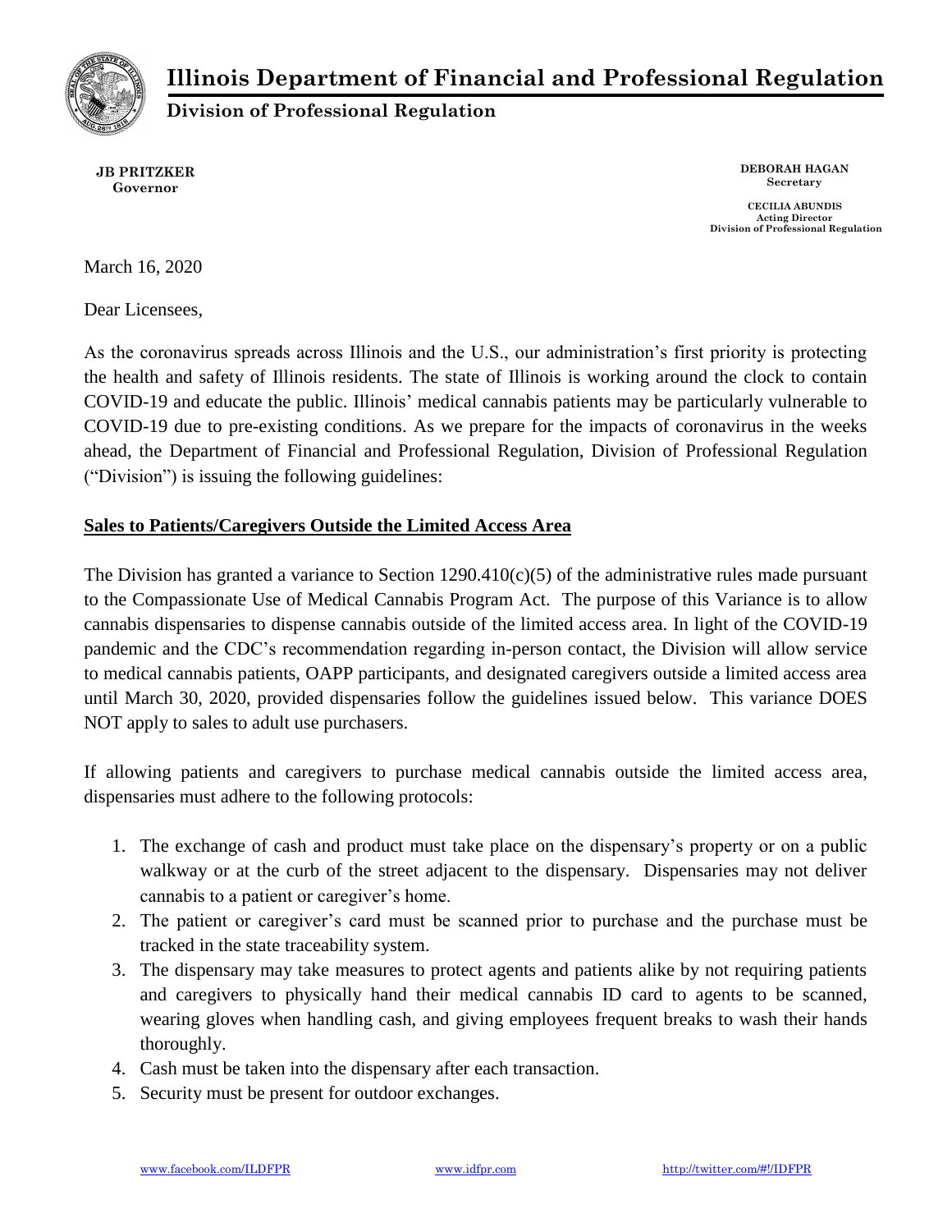# Illinois Department of Financial and Professional Regulation

## Division of Professional Regulation

**JB PRITZKER**
**Governor**

**DEBORAH HAGAN**
**Secretary**

**CECILIA ABUNDIS**
**Acting Director**
**Division of Professional Regulation**

March 16, 2020

Dear Licensees,

As the coronavirus spreads across Illinois and the U.S., our administration's first priority is protecting the health and safety of Illinois residents. The state of Illinois is working around the clock to contain COVID-19 and educate the public. Illinois' medical cannabis patients may be particularly vulnerable to COVID-19 due to pre-existing conditions. As we prepare for the impacts of coronavirus in the weeks ahead, the Department of Financial and Professional Regulation, Division of Professional Regulation ("Division") is issuing the following guidelines:

**<u>Sales to Patients/Caregivers Outside the Limited Access Area</u>**

The Division has granted a variance to Section 1290.410(c)(5) of the administrative rules made pursuant to the Compassionate Use of Medical Cannabis Program Act. The purpose of this Variance is to allow cannabis dispensaries to dispense cannabis outside of the limited access area. In light of the COVID-19 pandemic and the CDC's recommendation regarding in-person contact, the Division will allow service to medical cannabis patients, OAPP participants, and designated caregivers outside a limited access area until March 30, 2020, provided dispensaries follow the guidelines issued below. This variance DOES NOT apply to sales to adult use purchasers.

If allowing patients and caregivers to purchase medical cannabis outside the limited access area, dispensaries must adhere to the following protocols:

1. The exchange of cash and product must take place on the dispensary's property or on a public walkway or at the curb of the street adjacent to the dispensary. Dispensaries may not deliver cannabis to a patient or caregiver's home.
2. The patient or caregiver's card must be scanned prior to purchase and the purchase must be tracked in the state traceability system.
3. The dispensary may take measures to protect agents and patients alike by not requiring patients and caregivers to physically hand their medical cannabis ID card to agents to be scanned, wearing gloves when handling cash, and giving employees frequent breaks to wash their hands thoroughly.
4. Cash must be taken into the dispensary after each transaction.
5. Security must be present for outdoor exchanges.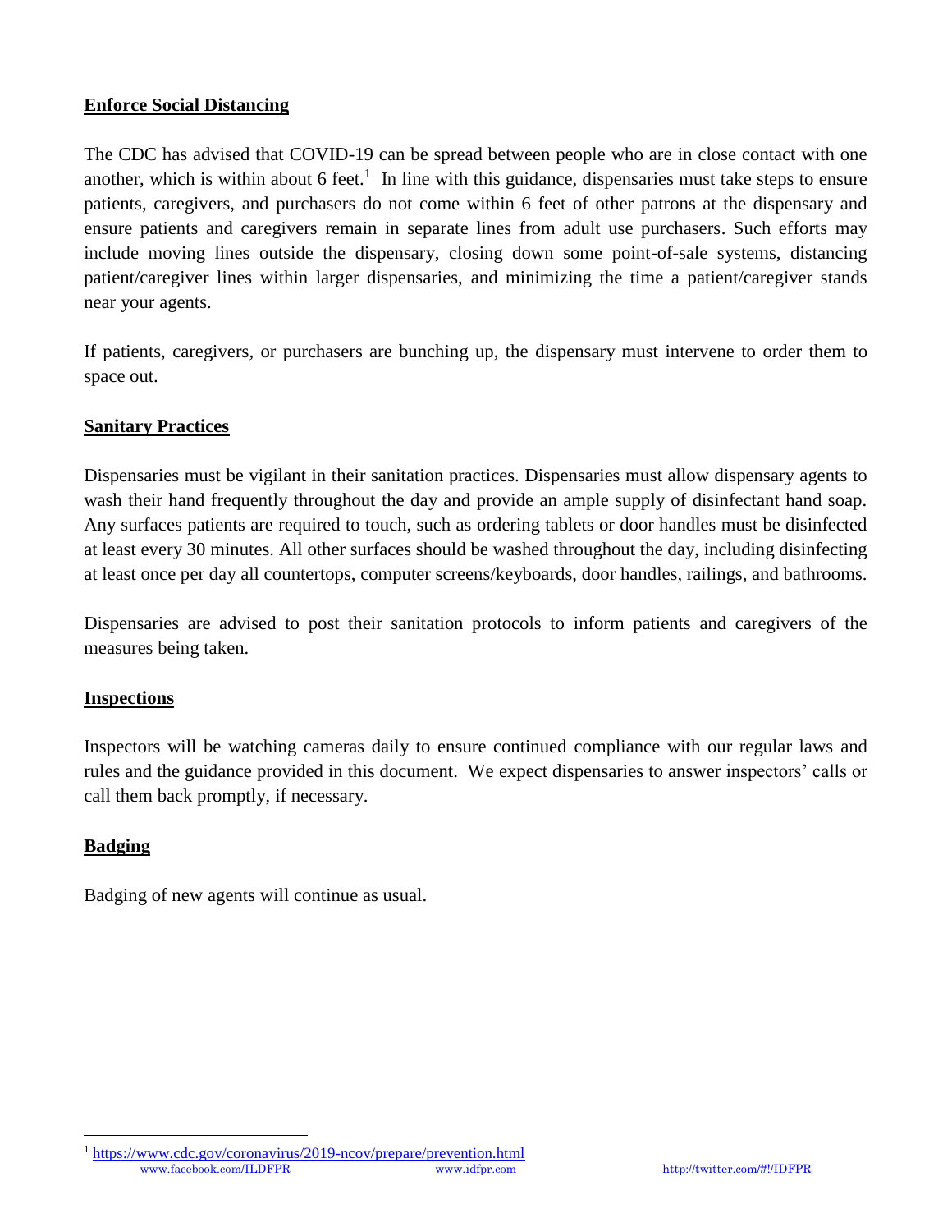## Enforce Social Distancing

The CDC has advised that COVID-19 can be spread between people who are in close contact with one another, which is within about 6 feet.[1] In line with this guidance, dispensaries must take steps to ensure patients, caregivers, and purchasers do not come within 6 feet of other patrons at the dispensary and ensure patients and caregivers remain in separate lines from adult use purchasers. Such efforts may include moving lines outside the dispensary, closing down some point-of-sale systems, distancing patient/caregiver lines within larger dispensaries, and minimizing the time a patient/caregiver stands near your agents.

If patients, caregivers, or purchasers are bunching up, the dispensary must intervene to order them to space out.

## Sanitary Practices

Dispensaries must be vigilant in their sanitation practices. Dispensaries must allow dispensary agents to wash their hand frequently throughout the day and provide an ample supply of disinfectant hand soap. Any surfaces patients are required to touch, such as ordering tablets or door handles must be disinfected at least every 30 minutes. All other surfaces should be washed throughout the day, including disinfecting at least once per day all countertops, computer screens/keyboards, door handles, railings, and bathrooms.

Dispensaries are advised to post their sanitation protocols to inform patients and caregivers of the measures being taken.

## Inspections

Inspectors will be watching cameras daily to ensure continued compliance with our regular laws and rules and the guidance provided in this document. We expect dispensaries to answer inspectors' calls or call them back promptly, if necessary.

## Badging

Badging of new agents will continue as usual.

---

[1] https://www.cdc.gov/coronavirus/2019-ncov/prepare/prevention.html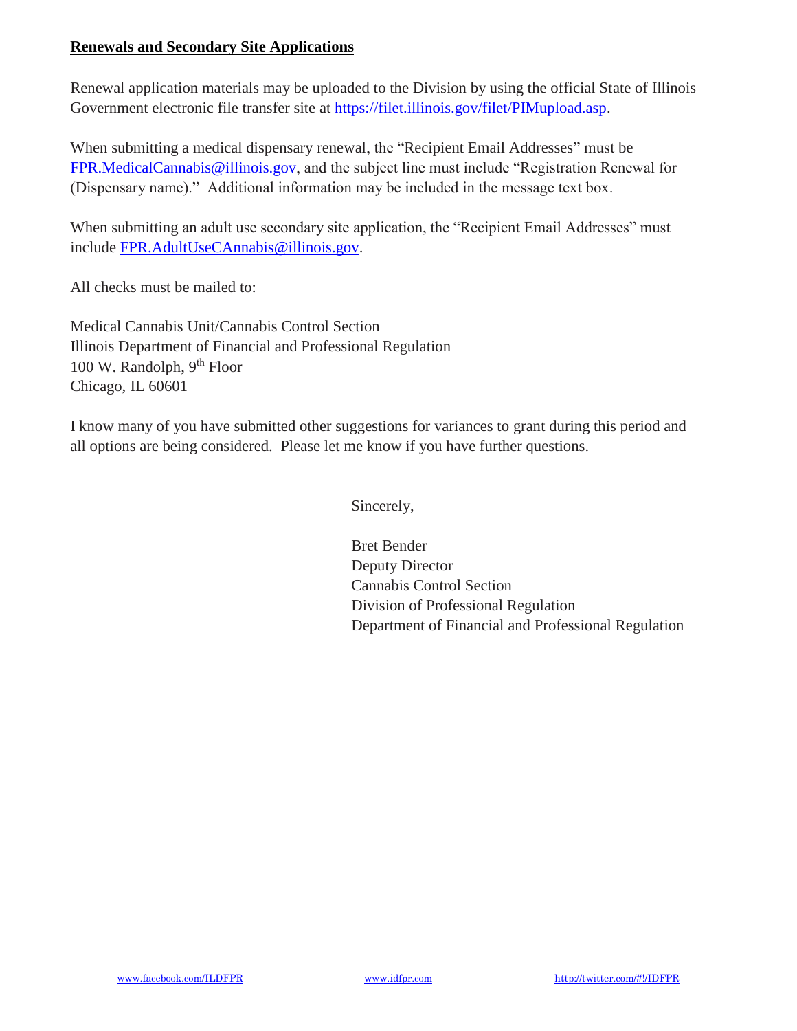**Renewals and Secondary Site Applications**

Renewal application materials may be uploaded to the Division by using the official State of Illinois Government electronic file transfer site at https://filet.illinois.gov/filet/PIMupload.asp.

When submitting a medical dispensary renewal, the "Recipient Email Addresses" must be FPR.MedicalCannabis@illinois.gov, and the subject line must include "Registration Renewal for (Dispensary name)." Additional information may be included in the message text box.

When submitting an adult use secondary site application, the "Recipient Email Addresses" must include FPR.AdultUseCAnnabis@illinois.gov.

All checks must be mailed to:

Medical Cannabis Unit/Cannabis Control Section
Illinois Department of Financial and Professional Regulation
100 W. Randolph, 9th Floor
Chicago, IL 60601

I know many of you have submitted other suggestions for variances to grant during this period and all options are being considered. Please let me know if you have further questions.

Sincerely,

Bret Bender
Deputy Director
Cannabis Control Section
Division of Professional Regulation
Department of Financial and Professional Regulation